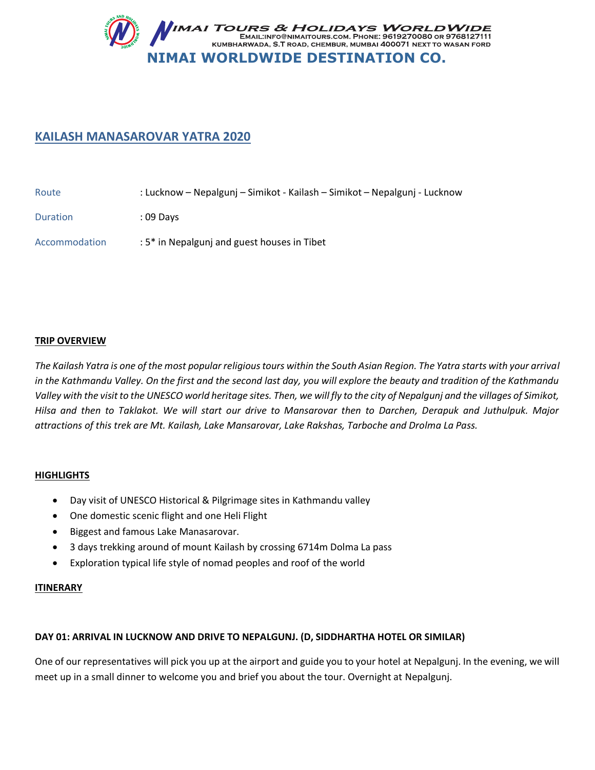# NIMAI TOURS & HOLIDAYS WORLDWIDE

EMAIL:INFO@NIMAITOURS.COM. PHONE: 9619270080 OR 9768127111
KUMBHARWADA, S.T ROAD, CHEMBUR, MUMBAI 400071 NEXT TO WASAN FORD

**NIMAI WORLDWIDE DESTINATION CO.**

## KAILASH MANASAROVAR YATRA 2020

Route : Lucknow – Nepalgunj – Simikot - Kailash – Simikot – Nepalgunj - Lucknow

Duration : 09 Days

Accommodation : 5* in Nepalgunj and guest houses in Tibet

### TRIP OVERVIEW

*The Kailash Yatra is one of the most popular religious tours within the South Asian Region. The Yatra starts with your arrival in the Kathmandu Valley. On the first and the second last day, you will explore the beauty and tradition of the Kathmandu Valley with the visit to the UNESCO world heritage sites. Then, we will fly to the city of Nepalgunj and the villages of Simikot, Hilsa and then to Taklakot. We will start our drive to Mansarovar then to Darchen, Derapuk and Juthulpuk. Major attractions of this trek are Mt. Kailash, Lake Mansarovar, Lake Rakshas, Tarboche and Drolma La Pass.*

### HIGHLIGHTS

- Day visit of UNESCO Historical & Pilgrimage sites in Kathmandu valley
- One domestic scenic flight and one Heli Flight
- Biggest and famous Lake Manasarovar.
- 3 days trekking around of mount Kailash by crossing 6714m Dolma La pass
- Exploration typical life style of nomad peoples and roof of the world

### ITINERARY

**DAY 01: ARRIVAL IN LUCKNOW AND DRIVE TO NEPALGUNJ. (D, SIDDHARTHA HOTEL OR SIMILAR)**

One of our representatives will pick you up at the airport and guide you to your hotel at Nepalgunj. In the evening, we will meet up in a small dinner to welcome you and brief you about the tour. Overnight at Nepalgunj.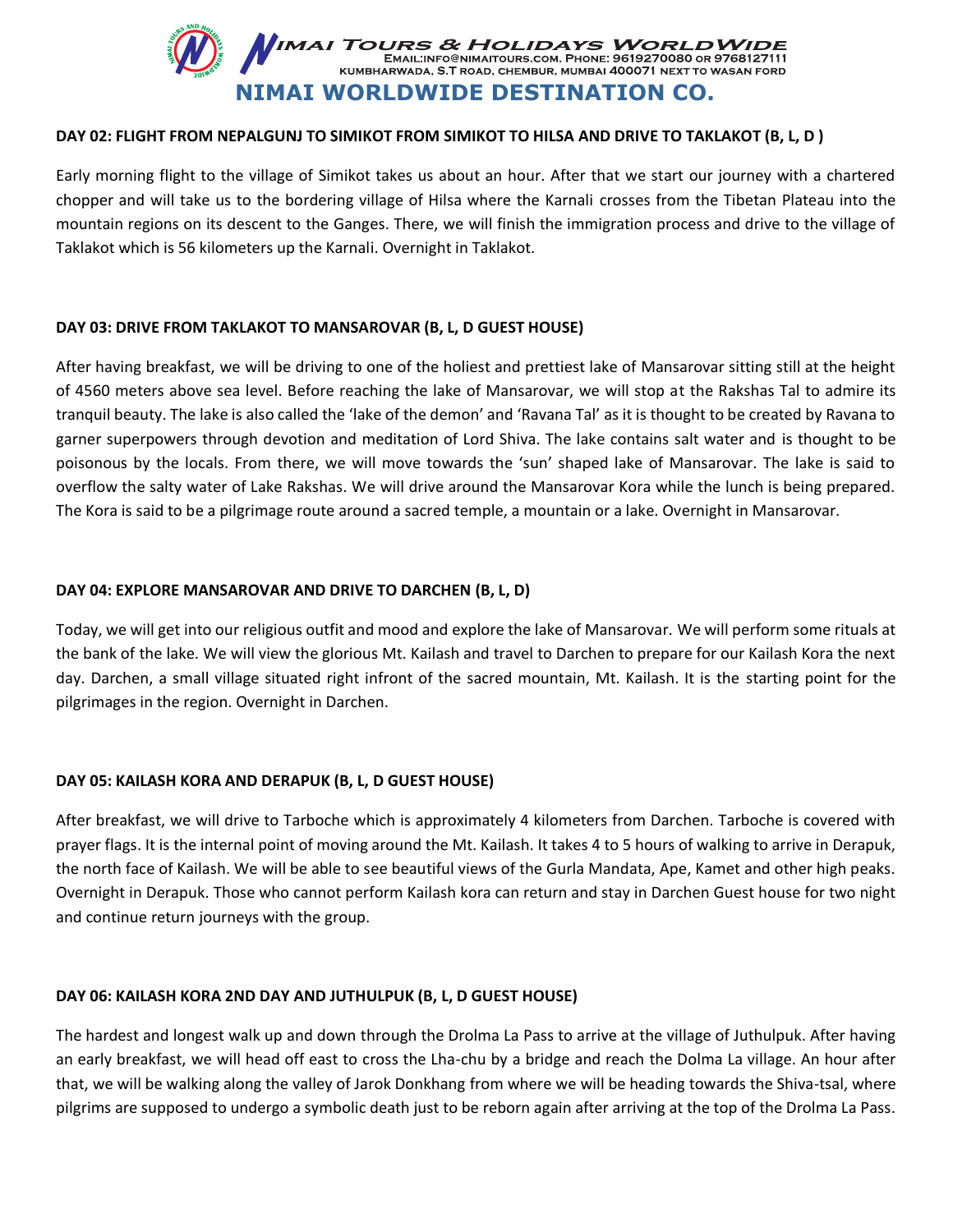## DAY 02: FLIGHT FROM NEPALGUNJ TO SIMIKOT FROM SIMIKOT TO HILSA AND DRIVE TO TAKLAKOT (B, L, D )

Early morning flight to the village of Simikot takes us about an hour. After that we start our journey with a chartered chopper and will take us to the bordering village of Hilsa where the Karnali crosses from the Tibetan Plateau into the mountain regions on its descent to the Ganges. There, we will finish the immigration process and drive to the village of Taklakot which is 56 kilometers up the Karnali. Overnight in Taklakot.

## DAY 03: DRIVE FROM TAKLAKOT TO MANSAROVAR (B, L, D GUEST HOUSE)

After having breakfast, we will be driving to one of the holiest and prettiest lake of Mansarovar sitting still at the height of 4560 meters above sea level. Before reaching the lake of Mansarovar, we will stop at the Rakshas Tal to admire its tranquil beauty. The lake is also called the 'lake of the demon' and 'Ravana Tal' as it is thought to be created by Ravana to garner superpowers through devotion and meditation of Lord Shiva. The lake contains salt water and is thought to be poisonous by the locals. From there, we will move towards the 'sun' shaped lake of Mansarovar. The lake is said to overflow the salty water of Lake Rakshas. We will drive around the Mansarovar Kora while the lunch is being prepared. The Kora is said to be a pilgrimage route around a sacred temple, a mountain or a lake. Overnight in Mansarovar.

## DAY 04: EXPLORE MANSAROVAR AND DRIVE TO DARCHEN (B, L, D)

Today, we will get into our religious outfit and mood and explore the lake of Mansarovar. We will perform some rituals at the bank of the lake. We will view the glorious Mt. Kailash and travel to Darchen to prepare for our Kailash Kora the next day. Darchen, a small village situated right infront of the sacred mountain, Mt. Kailash. It is the starting point for the pilgrimages in the region. Overnight in Darchen.

## DAY 05: KAILASH KORA AND DERAPUK (B, L, D GUEST HOUSE)

After breakfast, we will drive to Tarboche which is approximately 4 kilometers from Darchen. Tarboche is covered with prayer flags. It is the internal point of moving around the Mt. Kailash. It takes 4 to 5 hours of walking to arrive in Derapuk, the north face of Kailash. We will be able to see beautiful views of the Gurla Mandata, Ape, Kamet and other high peaks. Overnight in Derapuk. Those who cannot perform Kailash kora can return and stay in Darchen Guest house for two night and continue return journeys with the group.

## DAY 06: KAILASH KORA 2ND DAY AND JUTHULPUK (B, L, D GUEST HOUSE)

The hardest and longest walk up and down through the Drolma La Pass to arrive at the village of Juthulpuk. After having an early breakfast, we will head off east to cross the Lha-chu by a bridge and reach the Dolma La village. An hour after that, we will be walking along the valley of Jarok Donkhang from where we will be heading towards the Shiva-tsal, where pilgrims are supposed to undergo a symbolic death just to be reborn again after arriving at the top of the Drolma La Pass.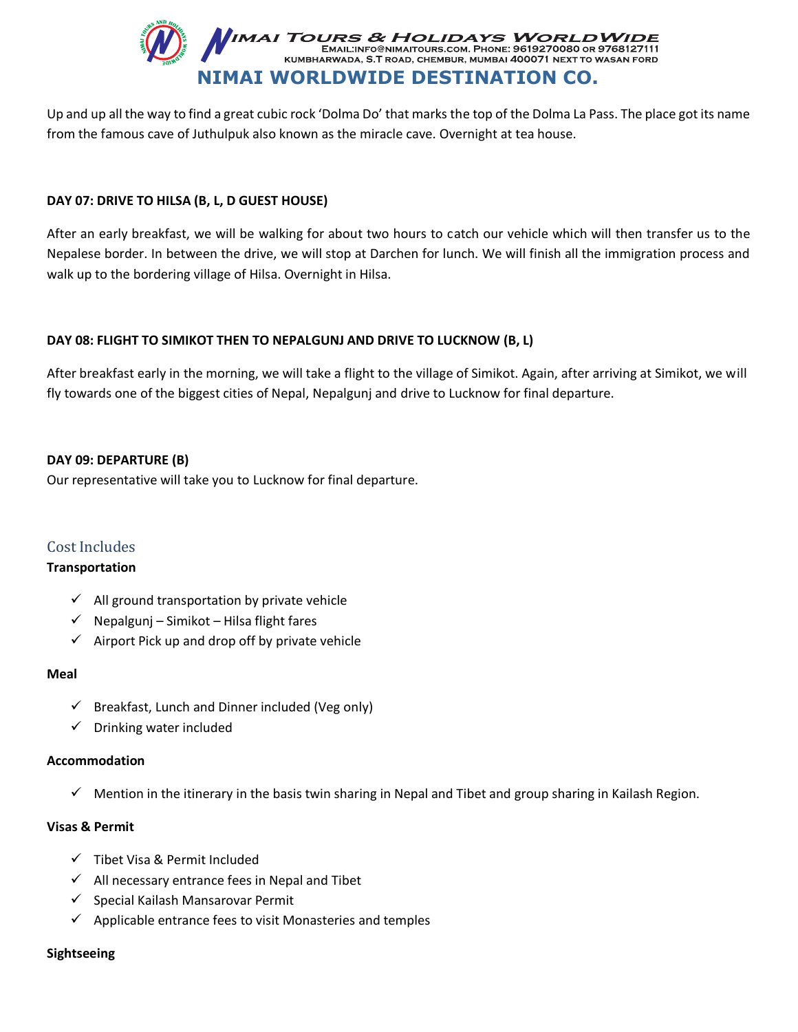Up and up all the way to find a great cubic rock 'Dolma Do' that marks the top of the Dolma La Pass. The place got its name from the famous cave of Juthulpuk also known as the miracle cave. Overnight at tea house.

**DAY 07: DRIVE TO HILSA (B, L, D GUEST HOUSE)**

After an early breakfast, we will be walking for about two hours to catch our vehicle which will then transfer us to the Nepalese border. In between the drive, we will stop at Darchen for lunch. We will finish all the immigration process and walk up to the bordering village of Hilsa. Overnight in Hilsa.

**DAY 08: FLIGHT TO SIMIKOT THEN TO NEPALGUNJ AND DRIVE TO LUCKNOW (B, L)**

After breakfast early in the morning, we will take a flight to the village of Simikot. Again, after arriving at Simikot, we will fly towards one of the biggest cities of Nepal, Nepalgunj and drive to Lucknow for final departure.

**DAY 09: DEPARTURE (B)**

Our representative will take you to Lucknow for final departure.

## Cost Includes

**Transportation**

- ✓ All ground transportation by private vehicle
- ✓ Nepalgunj – Simikot – Hilsa flight fares
- ✓ Airport Pick up and drop off by private vehicle

**Meal**

- ✓ Breakfast, Lunch and Dinner included (Veg only)
- ✓ Drinking water included

**Accommodation**

- ✓ Mention in the itinerary in the basis twin sharing in Nepal and Tibet and group sharing in Kailash Region.

**Visas & Permit**

- ✓ Tibet Visa & Permit Included
- ✓ All necessary entrance fees in Nepal and Tibet
- ✓ Special Kailash Mansarovar Permit
- ✓ Applicable entrance fees to visit Monasteries and temples

**Sightseeing**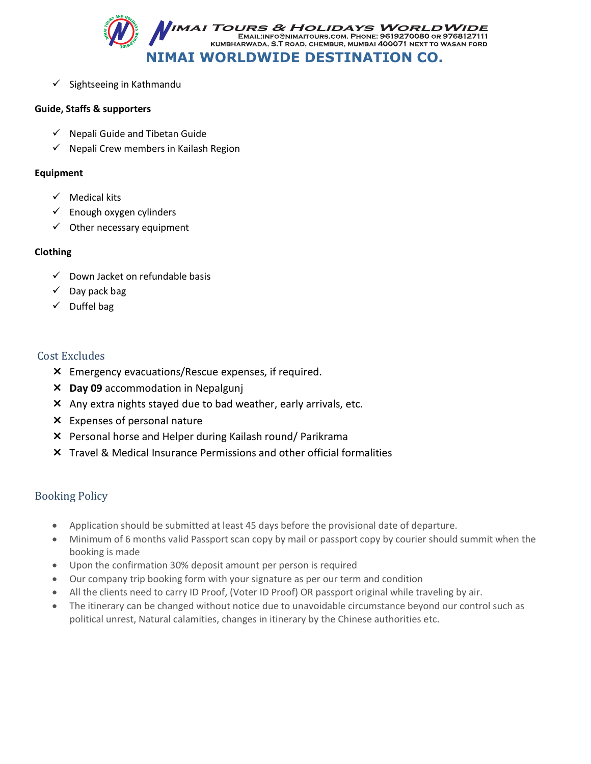- ✓ Sightseeing in Kathmandu

**Guide, Staffs & supporters**

- ✓ Nepali Guide and Tibetan Guide
- ✓ Nepali Crew members in Kailash Region

**Equipment**

- ✓ Medical kits
- ✓ Enough oxygen cylinders
- ✓ Other necessary equipment

**Clothing**

- ✓ Down Jacket on refundable basis
- ✓ Day pack bag
- ✓ Duffel bag

## Cost Excludes

- ✕ Emergency evacuations/Rescue expenses, if required.
- ✕ **Day 09** accommodation in Nepalgunj
- ✕ Any extra nights stayed due to bad weather, early arrivals, etc.
- ✕ Expenses of personal nature
- ✕ Personal horse and Helper during Kailash round/ Parikrama
- ✕ Travel & Medical Insurance Permissions and other official formalities

## Booking Policy

- Application should be submitted at least 45 days before the provisional date of departure.
- Minimum of 6 months valid Passport scan copy by mail or passport copy by courier should summit when the booking is made
- Upon the confirmation 30% deposit amount per person is required
- Our company trip booking form with your signature as per our term and condition
- All the clients need to carry ID Proof, (Voter ID Proof) OR passport original while traveling by air.
- The itinerary can be changed without notice due to unavoidable circumstance beyond our control such as political unrest, Natural calamities, changes in itinerary by the Chinese authorities etc.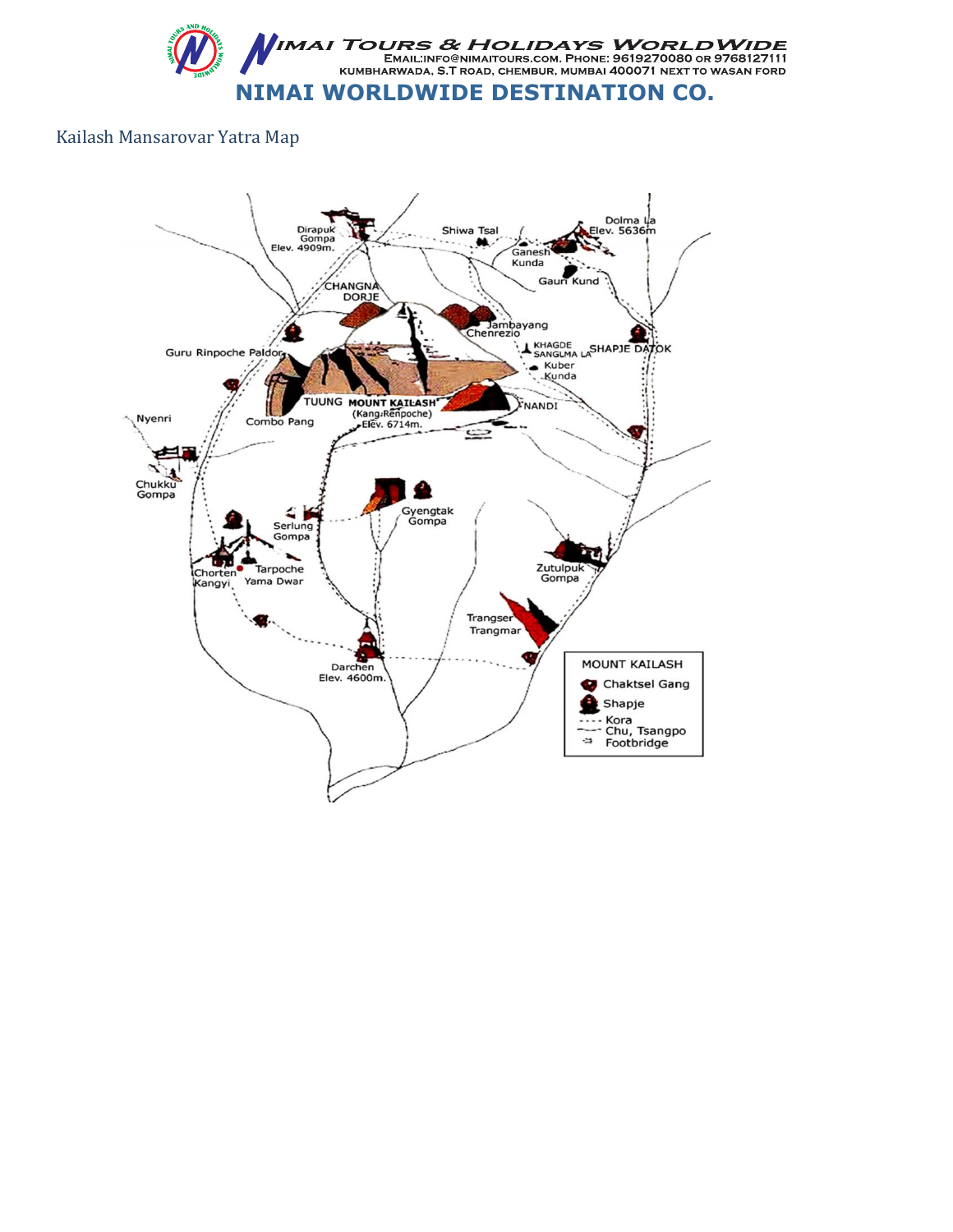Kailash Mansarovar Yatra Map

Dirapuk Gompa Elev. 4909m.

Shiwa Tsal

Dolma La Elev. 5636m

Ganesh Kunda

Gauri Kund

CHANGNA DORJE

Jambayang Chenrezio

Guru Rinpoche Paldor

KHAGDE SANGLMA LA

SHAPJE DATOK

Kuber Kunda

TUUNG

MOUNT KAILASH (Kang Renpoche) Elev. 6714m.

NANDI

Nyenri

Combo Pang

Chukku Gompa

Gyengtak Gompa

Serlung Gompa

Chorten Kangyi

Tarpoche Yama Dwar

Zutulpuk Gompa

Trangser Trangmar

Darchen Elev. 4600m.

MOUNT KAILASH

Chaktsel Gang

Shapje

Kora

Chu, Tsangpo

Footbridge